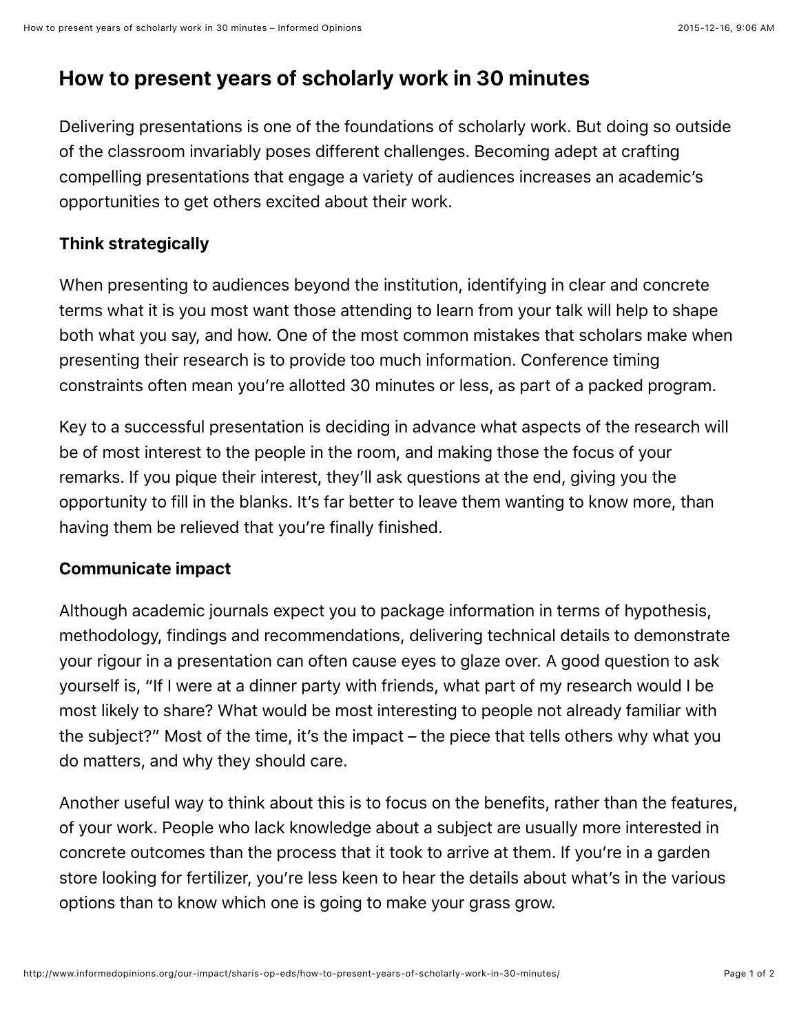# How to present years of scholarly work in 30 minutes

Delivering presentations is one of the foundations of scholarly work. But doing so outside of the classroom invariably poses different challenges. Becoming adept at crafting compelling presentations that engage a variety of audiences increases an academic's opportunities to get others excited about their work.

### Think strategically

When presenting to audiences beyond the institution, identifying in clear and concrete terms what it is you most want those attending to learn from your talk will help to shape both what you say, and how. One of the most common mistakes that scholars make when presenting their research is to provide too much information. Conference timing constraints often mean you're allotted 30 minutes or less, as part of a packed program.

Key to a successful presentation is deciding in advance what aspects of the research will be of most interest to the people in the room, and making those the focus of your remarks. If you pique their interest, they'll ask questions at the end, giving you the opportunity to fill in the blanks. It's far better to leave them wanting to know more, than having them be relieved that you're finally finished.

### Communicate impact

Although academic journals expect you to package information in terms of hypothesis, methodology, findings and recommendations, delivering technical details to demonstrate your rigour in a presentation can often cause eyes to glaze over. A good question to ask yourself is, "If I were at a dinner party with friends, what part of my research would I be most likely to share? What would be most interesting to people not already familiar with the subject?" Most of the time, it's the impact – the piece that tells others why what you do matters, and why they should care.

Another useful way to think about this is to focus on the benefits, rather than the features, of your work. People who lack knowledge about a subject are usually more interested in concrete outcomes than the process that it took to arrive at them. If you're in a garden store looking for fertilizer, you're less keen to hear the details about what's in the various options than to know which one is going to make your grass grow.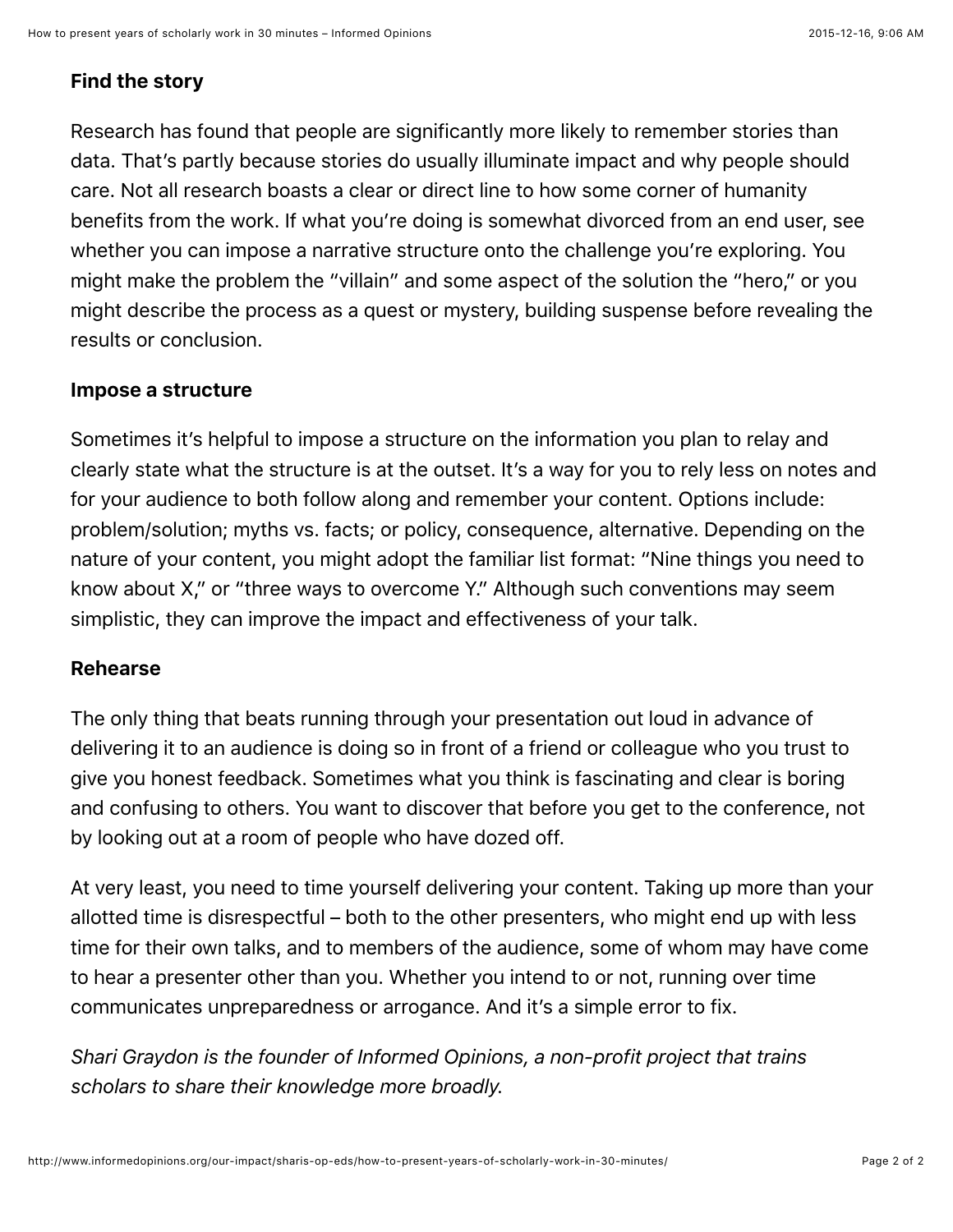### Find the story

Research has found that people are significantly more likely to remember stories than data. That's partly because stories do usually illuminate impact and why people should care. Not all research boasts a clear or direct line to how some corner of humanity benefits from the work. If what you're doing is somewhat divorced from an end user, see whether you can impose a narrative structure onto the challenge you're exploring. You might make the problem the "villain" and some aspect of the solution the "hero," or you might describe the process as a quest or mystery, building suspense before revealing the results or conclusion.

### Impose a structure

Sometimes it's helpful to impose a structure on the information you plan to relay and clearly state what the structure is at the outset. It's a way for you to rely less on notes and for your audience to both follow along and remember your content. Options include: problem/solution; myths vs. facts; or policy, consequence, alternative. Depending on the nature of your content, you might adopt the familiar list format: "Nine things you need to know about X," or "three ways to overcome Y." Although such conventions may seem simplistic, they can improve the impact and effectiveness of your talk.

### Rehearse

The only thing that beats running through your presentation out loud in advance of delivering it to an audience is doing so in front of a friend or colleague who you trust to give you honest feedback. Sometimes what you think is fascinating and clear is boring and confusing to others. You want to discover that before you get to the conference, not by looking out at a room of people who have dozed off.

At very least, you need to time yourself delivering your content. Taking up more than your allotted time is disrespectful – both to the other presenters, who might end up with less time for their own talks, and to members of the audience, some of whom may have come to hear a presenter other than you. Whether you intend to or not, running over time communicates unpreparedness or arrogance. And it's a simple error to fix.

*Shari Graydon is the founder of Informed Opinions, a non-profit project that trains scholars to share their knowledge more broadly.*